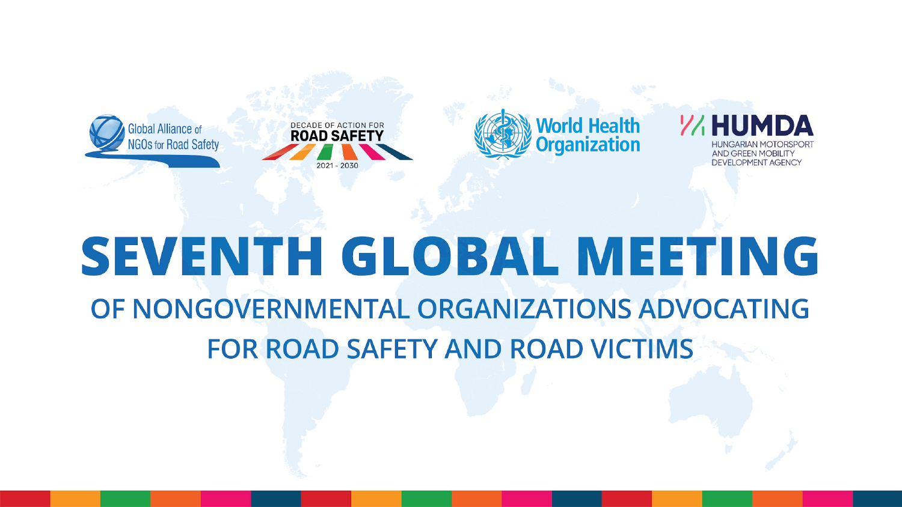Global Alliance of NGOs for Road Safety

DECADE OF ACTION FOR ROAD SAFETY 2021 - 2030

World Health Organization

HUMDA HUNGARIAN MOTORSPORT AND GREEN MOBILITY DEVELOPMENT AGENCY

# SEVENTH GLOBAL MEETING

## OF NONGOVERNMENTAL ORGANIZATIONS ADVOCATING FOR ROAD SAFETY AND ROAD VICTIMS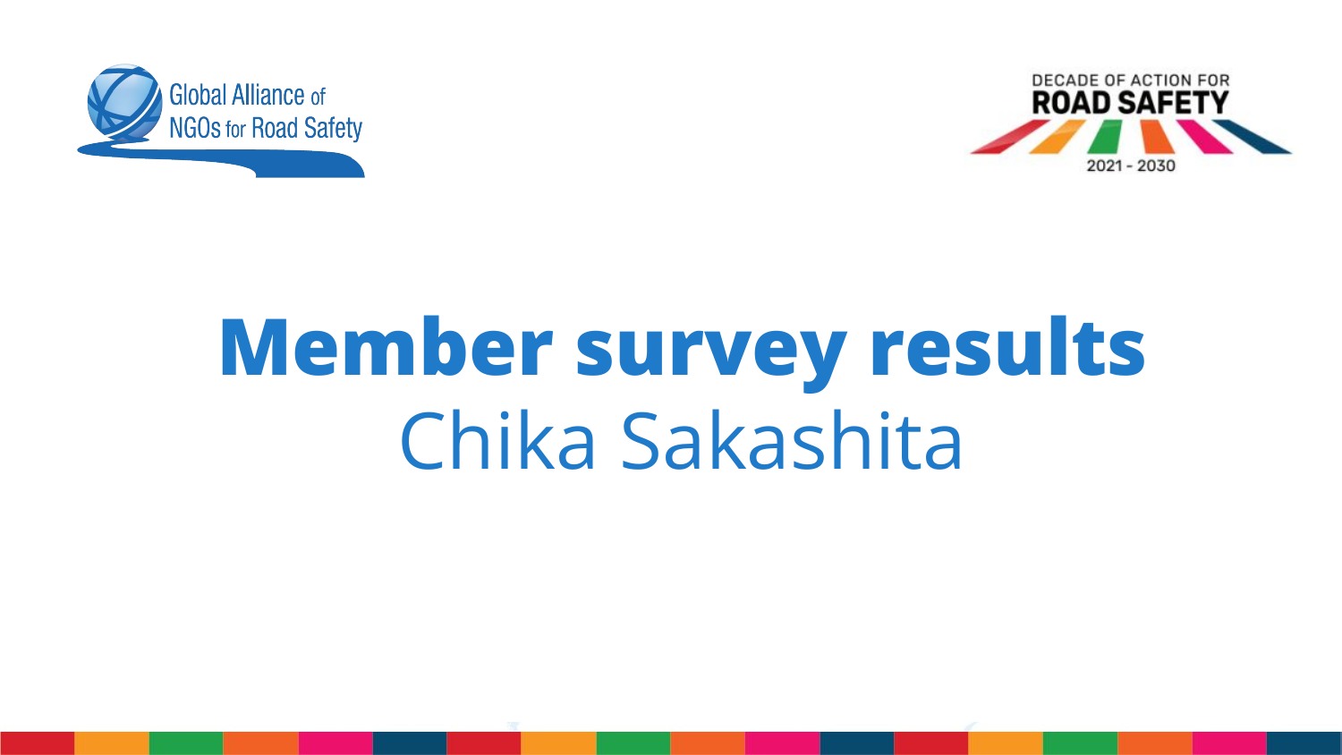Global Alliance of NGOs for Road Safety

DECADE OF ACTION FOR ROAD SAFETY 2021 - 2030

# Member survey results

Chika Sakashita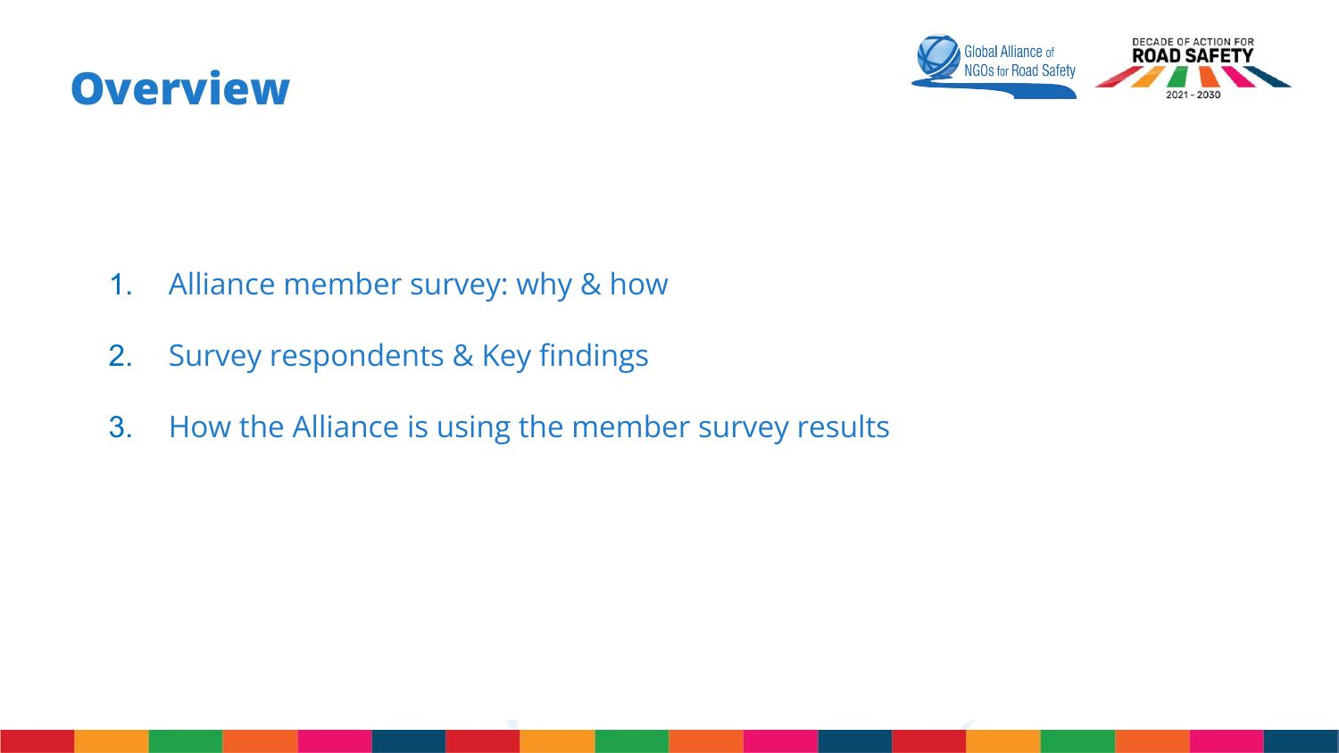# Overview

1. Alliance member survey: why & how
2. Survey respondents & Key findings
3. How the Alliance is using the member survey results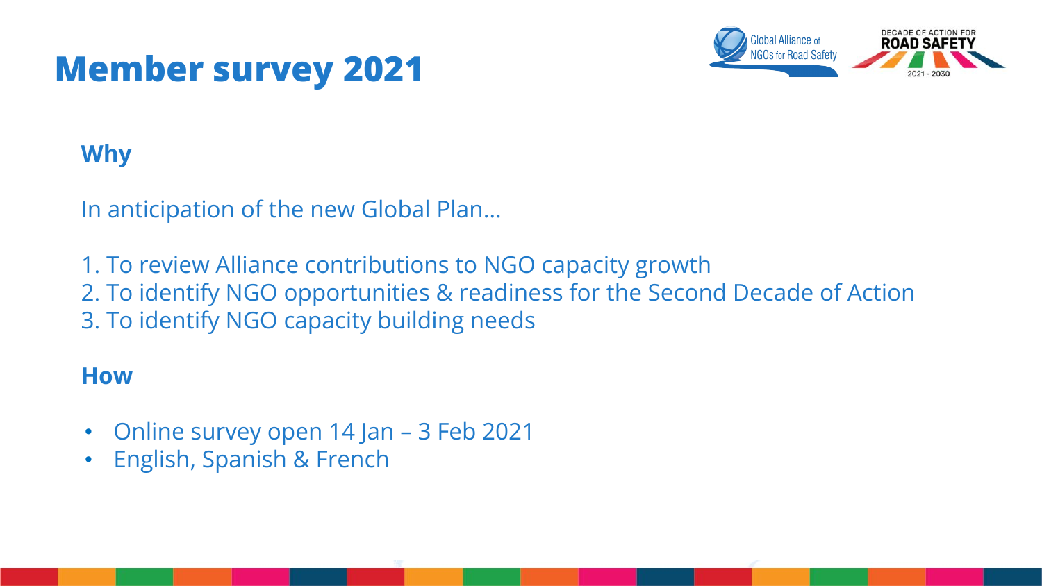# Member survey 2021

**Why**

In anticipation of the new Global Plan…

1. To review Alliance contributions to NGO capacity growth
2. To identify NGO opportunities & readiness for the Second Decade of Action
3. To identify NGO capacity building needs

**How**

- Online survey open 14 Jan – 3 Feb 2021
- English, Spanish & French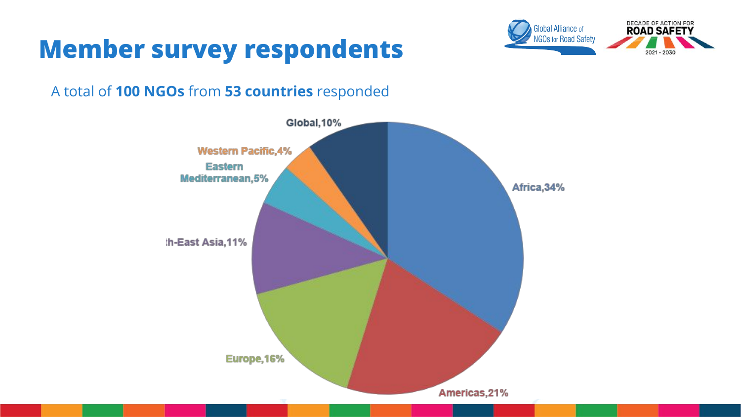# Member survey respondents

A total of **100 NGOs** from **53 countries** responded

Global,10%

Western Pacific,4%

Eastern Mediterranean,5%

th-East Asia,11%

Europe,16%

Americas,21%

Africa,34%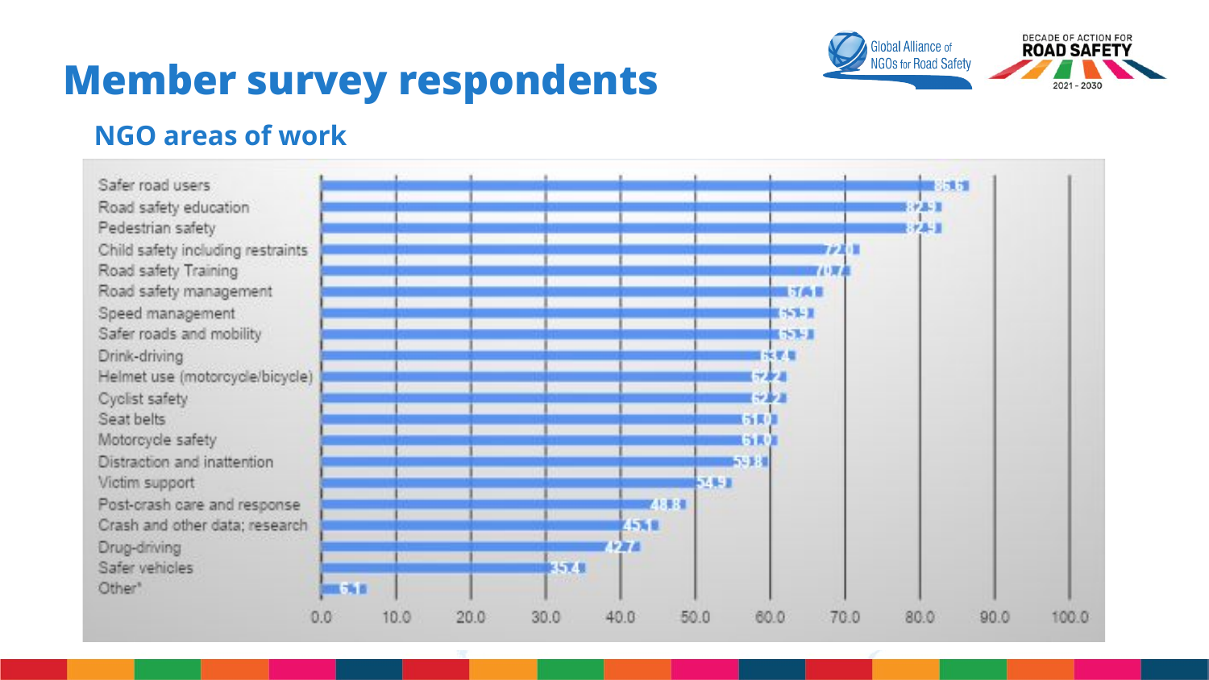# Member survey respondents

## NGO areas of work

| Area of work | % |
|---|---|
| Safer road users | 86.6 |
| Road safety education | 82.9 |
| Pedestrian safety | 82.9 |
| Child safety including restraints | 72.0 |
| Road safety Training | 70.7 |
| Road safety management | 67.1 |
| Speed management | 65.9 |
| Safer roads and mobility | 65.9 |
| Drink-driving | 63.4 |
| Helmet use (motorcycle/bicycle) | 62.2 |
| Cyclist safety | 62.2 |
| Seat belts | 61.0 |
| Motorcycle safety | 61.0 |
| Distraction and inattention | 59.8 |
| Victim support | 54.9 |
| Post-crash care and response | 48.8 |
| Crash and other data; research | 45.1 |
| Drug-driving | 42.7 |
| Safer vehicles | 35.4 |
| Other* | 6.1 |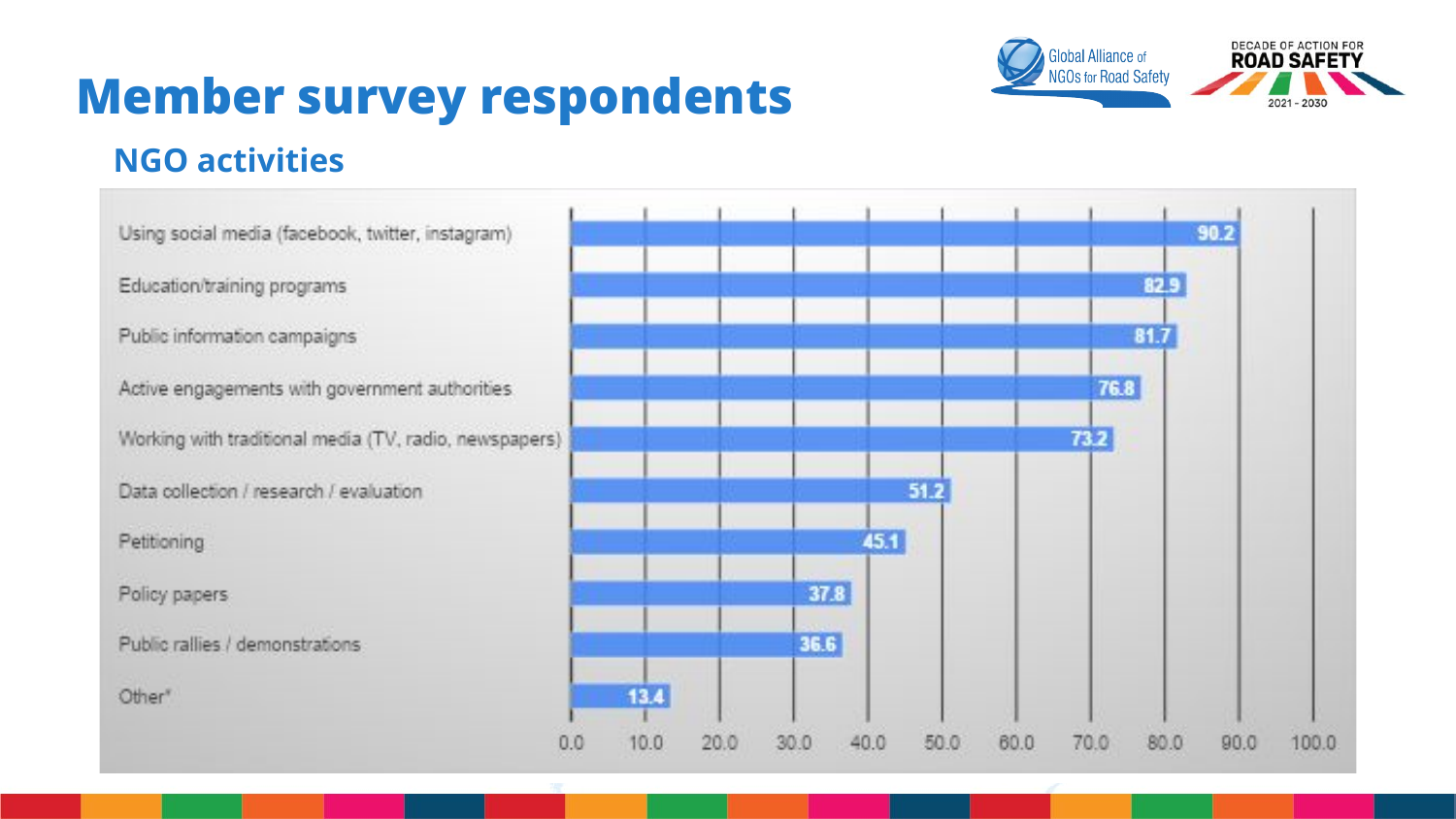# Member survey respondents

## NGO activities

| Activity | % |
|---|---|
| Using social media (facebook, twitter, instagram) | 90.2 |
| Education/training programs | 82.9 |
| Public information campaigns | 81.7 |
| Active engagements with government authorities | 76.8 |
| Working with traditional media (TV, radio, newspapers) | 73.2 |
| Data collection / research / evaluation | 51.2 |
| Petitioning | 45.1 |
| Policy papers | 37.8 |
| Public rallies / demonstrations | 36.6 |
| Other* | 13.4 |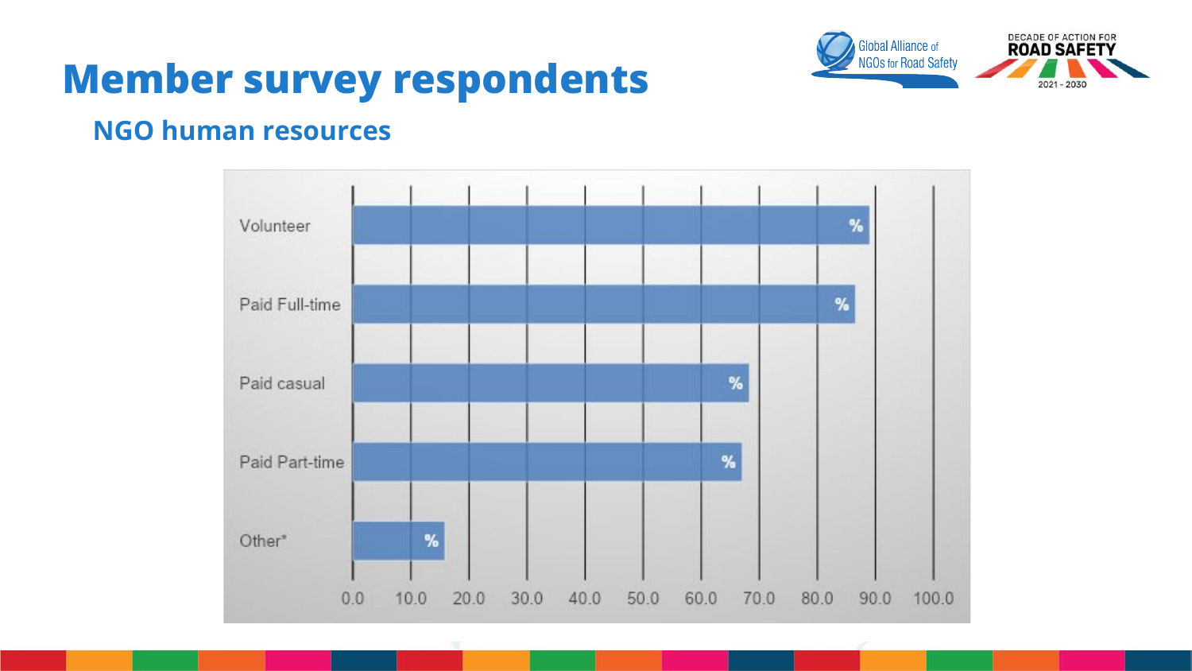# Member survey respondents

## NGO human resources

| Category | Value |
|---|---|
| Volunteer | % |
| Paid Full-time | % |
| Paid casual | % |
| Paid Part-time | % |
| Other* | % |

0.0 10.0 20.0 30.0 40.0 50.0 60.0 70.0 80.0 90.0 100.0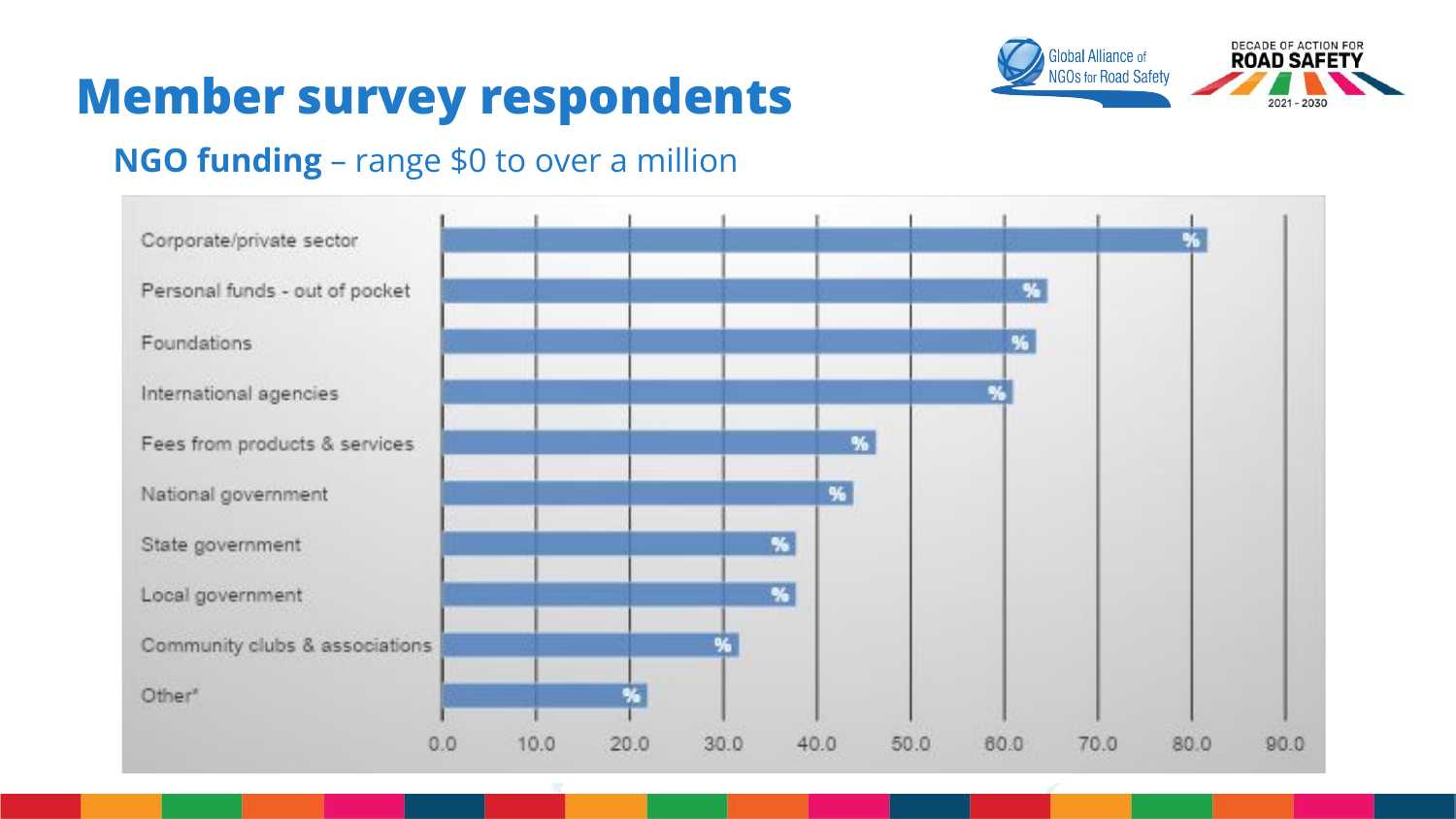# Member survey respondents

## **NGO funding** – range $0 to over a million

| Funding source | % |
|---|---|
| Corporate/private sector | % |
| Personal funds - out of pocket | % |
| Foundations | % |
| International agencies | % |
| Fees from products & services | % |
| National government | % |
| State government | % |
| Local government | % |
| Community clubs & associations | % |
| Other* | % |

0.0 10.0 20.0 30.0 40.0 50.0 60.0 70.0 80.0 90.0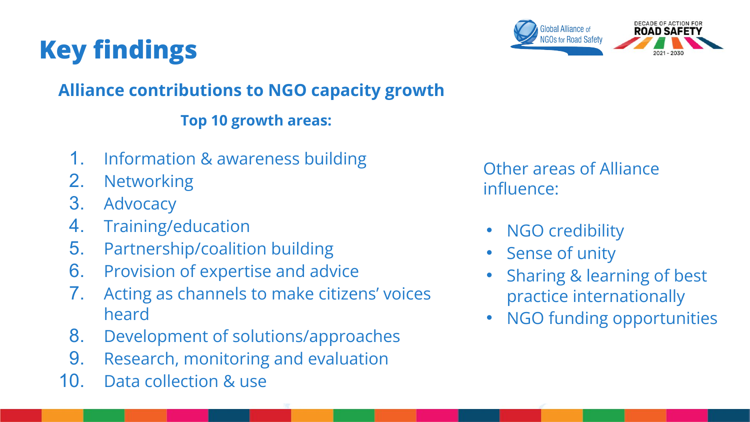# Key findings

## Alliance contributions to NGO capacity growth

### Top 10 growth areas:

1. Information & awareness building
2. Networking
3. Advocacy
4. Training/education
5. Partnership/coalition building
6. Provision of expertise and advice
7. Acting as channels to make citizens' voices heard
8. Development of solutions/approaches
9. Research, monitoring and evaluation
10. Data collection & use

Other areas of Alliance influence:

- NGO credibility
- Sense of unity
- Sharing & learning of best practice internationally
- NGO funding opportunities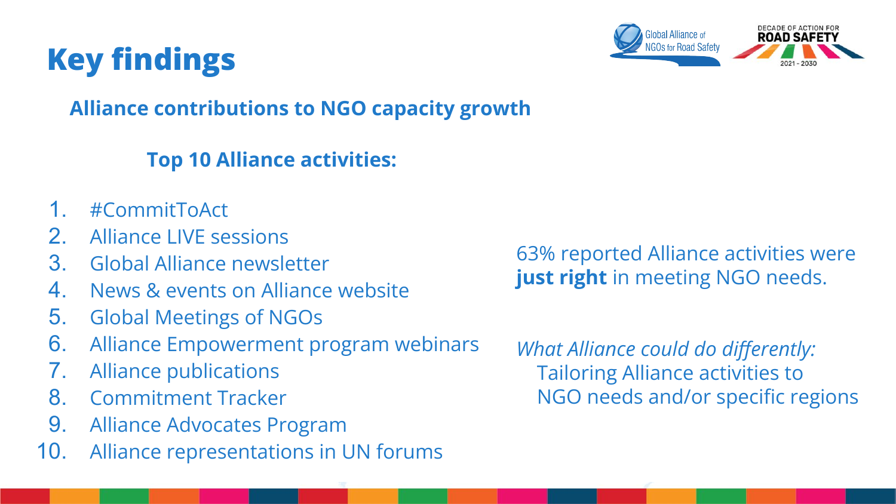# Key findings

## Alliance contributions to NGO capacity growth

### Top 10 Alliance activities:

1. #CommitToAct
2. Alliance LIVE sessions
3. Global Alliance newsletter
4. News & events on Alliance website
5. Global Meetings of NGOs
6. Alliance Empowerment program webinars
7. Alliance publications
8. Commitment Tracker
9. Alliance Advocates Program
10. Alliance representations in UN forums

63% reported Alliance activities were **just right** in meeting NGO needs.

*What Alliance could do differently:*
Tailoring Alliance activities to NGO needs and/or specific regions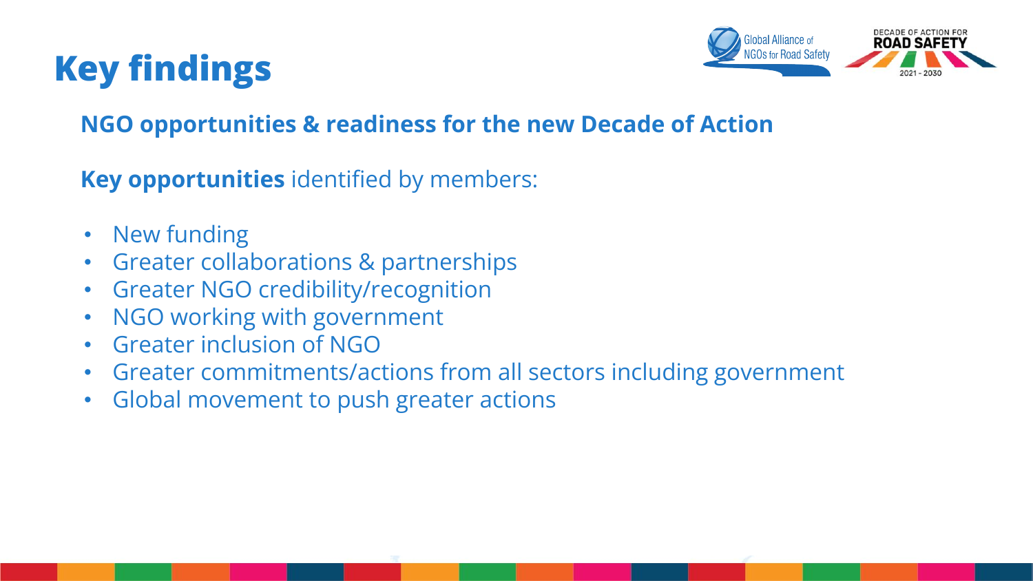# Key findings

## NGO opportunities & readiness for the new Decade of Action

**Key opportunities** identified by members:

- New funding
- Greater collaborations & partnerships
- Greater NGO credibility/recognition
- NGO working with government
- Greater inclusion of NGO
- Greater commitments/actions from all sectors including government
- Global movement to push greater actions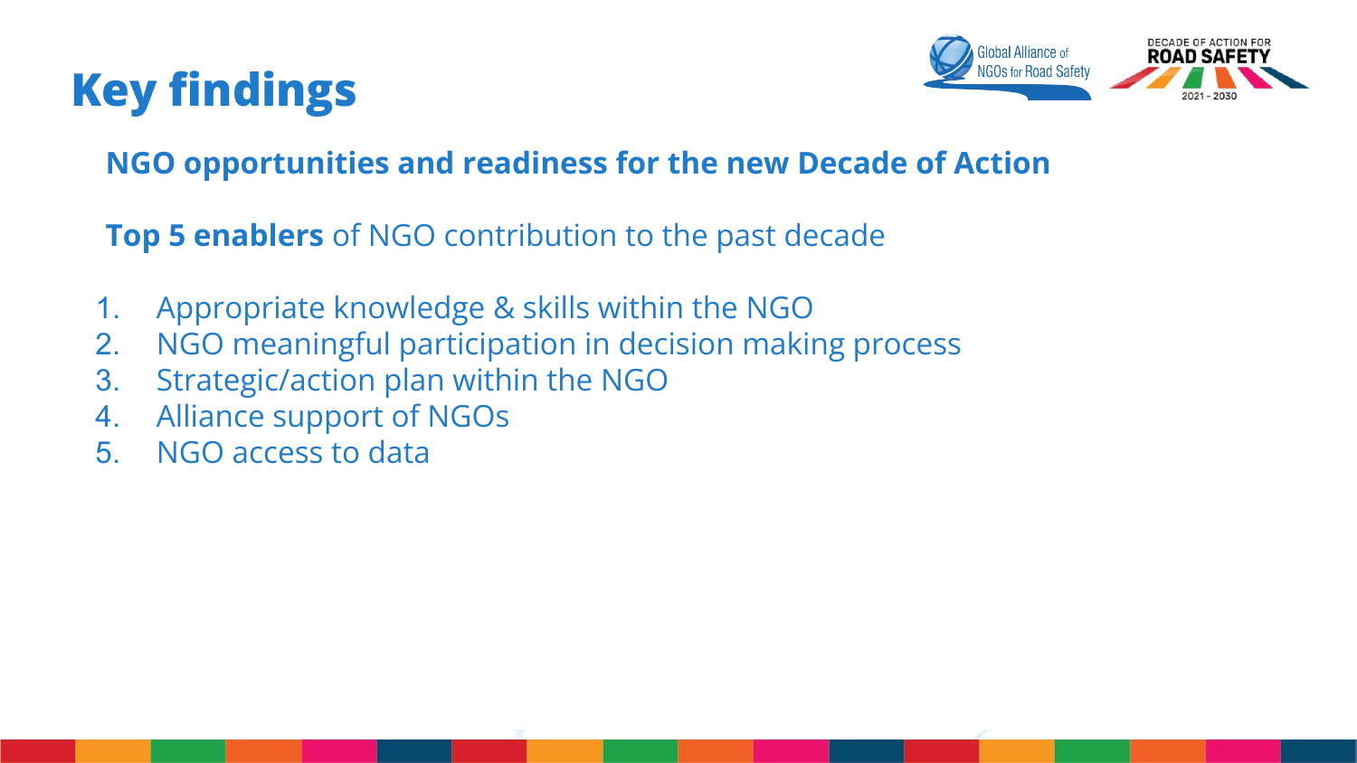# Key findings

## NGO opportunities and readiness for the new Decade of Action

**Top 5 enablers** of NGO contribution to the past decade

1. Appropriate knowledge & skills within the NGO
2. NGO meaningful participation in decision making process
3. Strategic/action plan within the NGO
4. Alliance support of NGOs
5. NGO access to data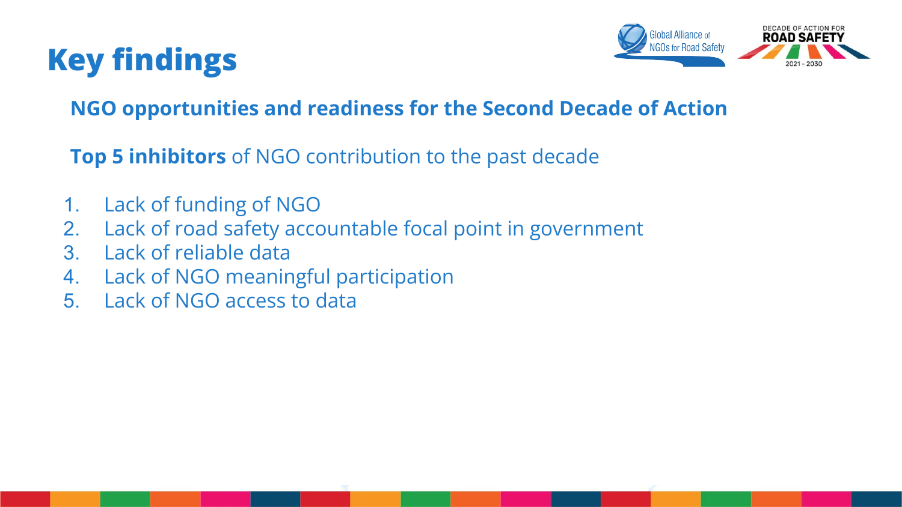# Key findings

## NGO opportunities and readiness for the Second Decade of Action

**Top 5 inhibitors** of NGO contribution to the past decade

1. Lack of funding of NGO
2. Lack of road safety accountable focal point in government
3. Lack of reliable data
4. Lack of NGO meaningful participation
5. Lack of NGO access to data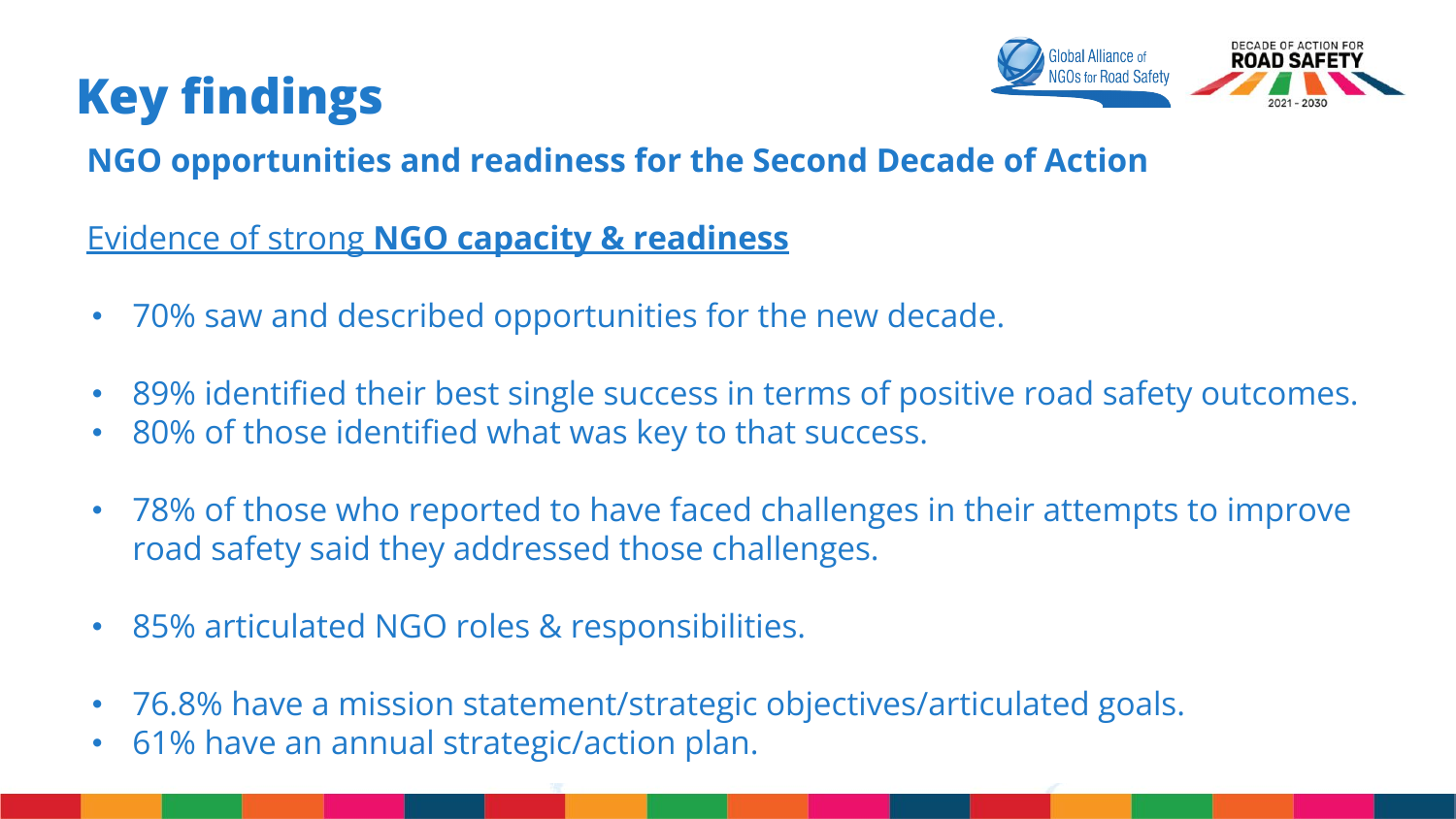# Key findings

## NGO opportunities and readiness for the Second Decade of Action

Evidence of strong **NGO capacity & readiness**

- 70% saw and described opportunities for the new decade.
- 89% identified their best single success in terms of positive road safety outcomes.
- 80% of those identified what was key to that success.
- 78% of those who reported to have faced challenges in their attempts to improve road safety said they addressed those challenges.
- 85% articulated NGO roles & responsibilities.
- 76.8% have a mission statement/strategic objectives/articulated goals.
- 61% have an annual strategic/action plan.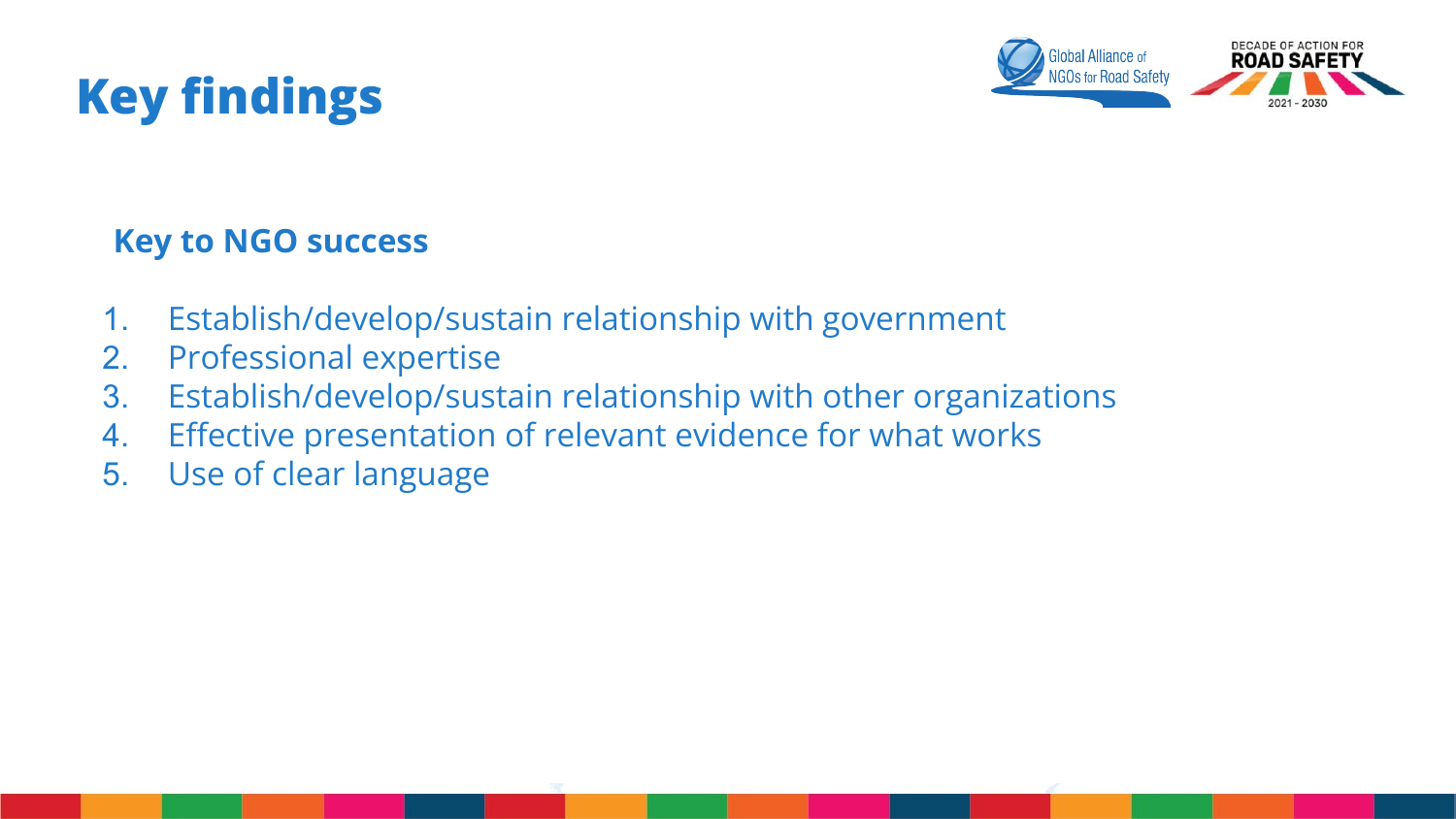# Key findings

## Key to NGO success

1. Establish/develop/sustain relationship with government
2. Professional expertise
3. Establish/develop/sustain relationship with other organizations
4. Effective presentation of relevant evidence for what works
5. Use of clear language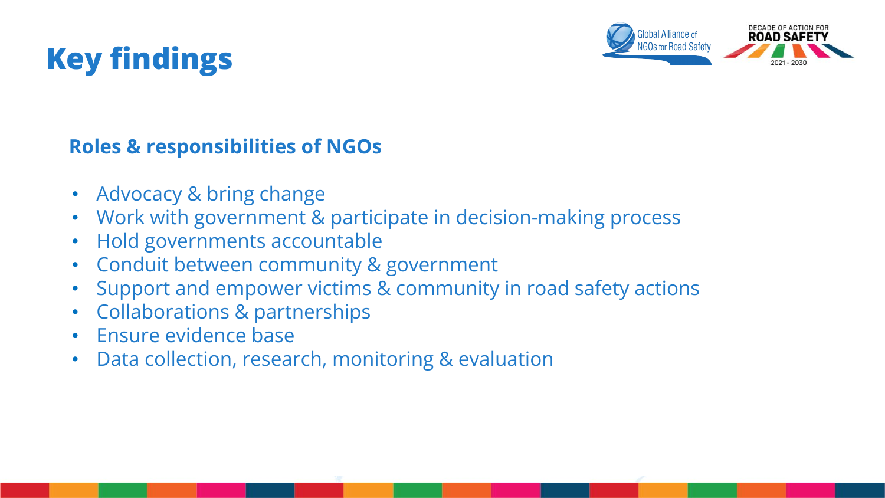# Key findings

## Roles & responsibilities of NGOs

- Advocacy & bring change
- Work with government & participate in decision-making process
- Hold governments accountable
- Conduit between community & government
- Support and empower victims & community in road safety actions
- Collaborations & partnerships
- Ensure evidence base
- Data collection, research, monitoring & evaluation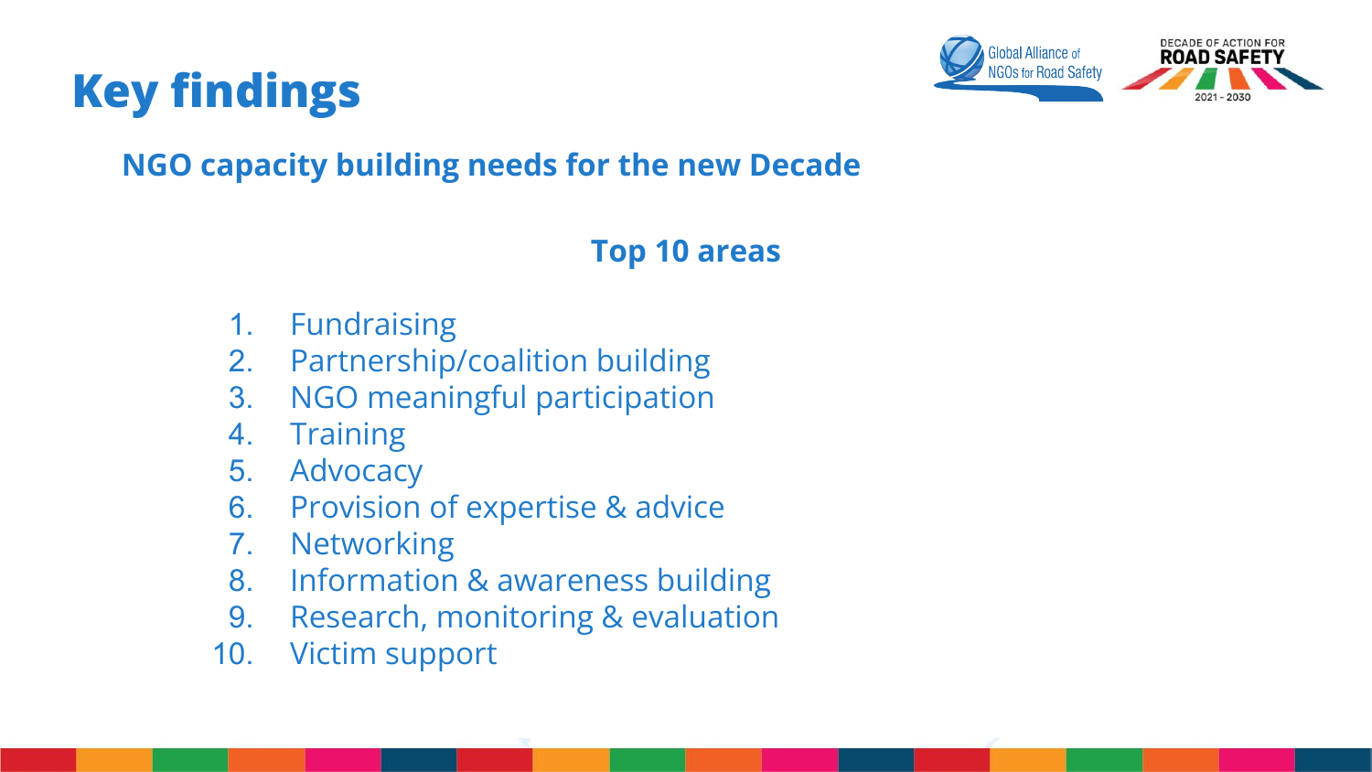# Key findings

## NGO capacity building needs for the new Decade

### Top 10 areas

1. Fundraising
2. Partnership/coalition building
3. NGO meaningful participation
4. Training
5. Advocacy
6. Provision of expertise & advice
7. Networking
8. Information & awareness building
9. Research, monitoring & evaluation
10. Victim support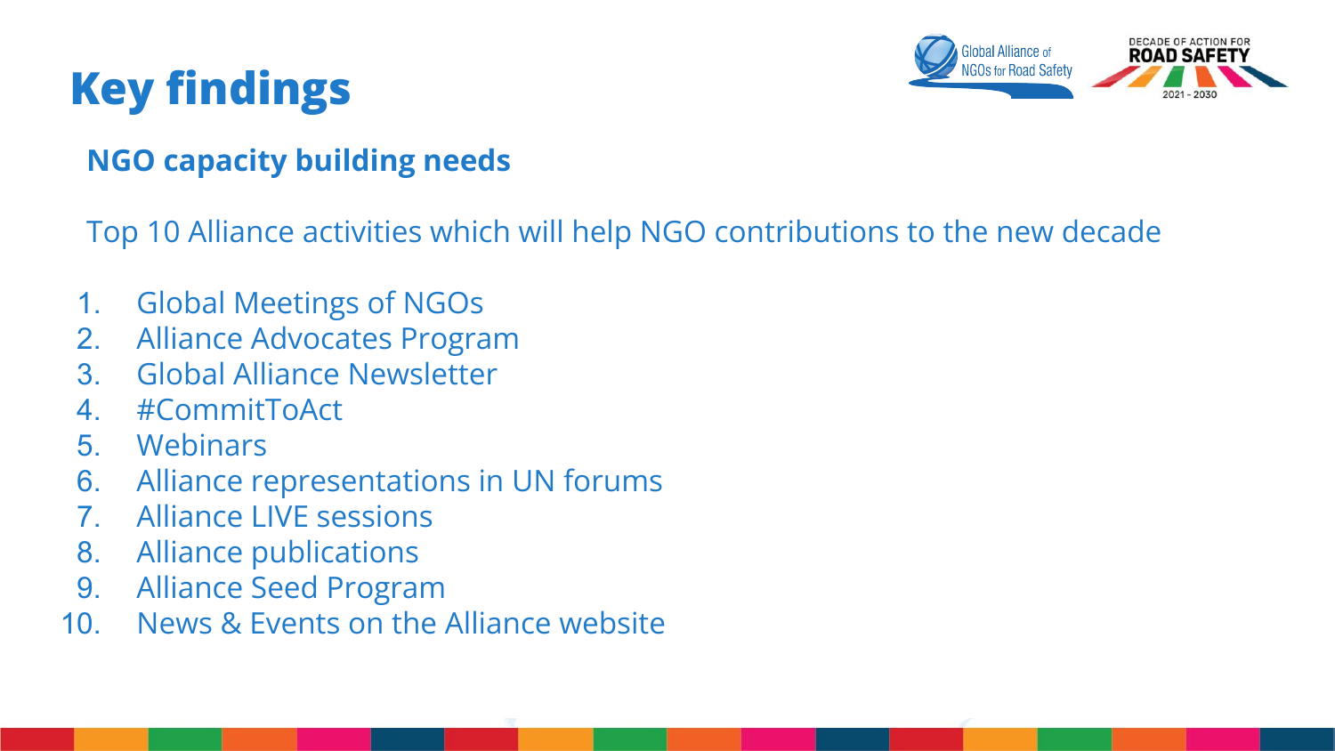# Key findings

## NGO capacity building needs

Top 10 Alliance activities which will help NGO contributions to the new decade

1. Global Meetings of NGOs
2. Alliance Advocates Program
3. Global Alliance Newsletter
4. #CommitToAct
5. Webinars
6. Alliance representations in UN forums
7. Alliance LIVE sessions
8. Alliance publications
9. Alliance Seed Program
10. News & Events on the Alliance website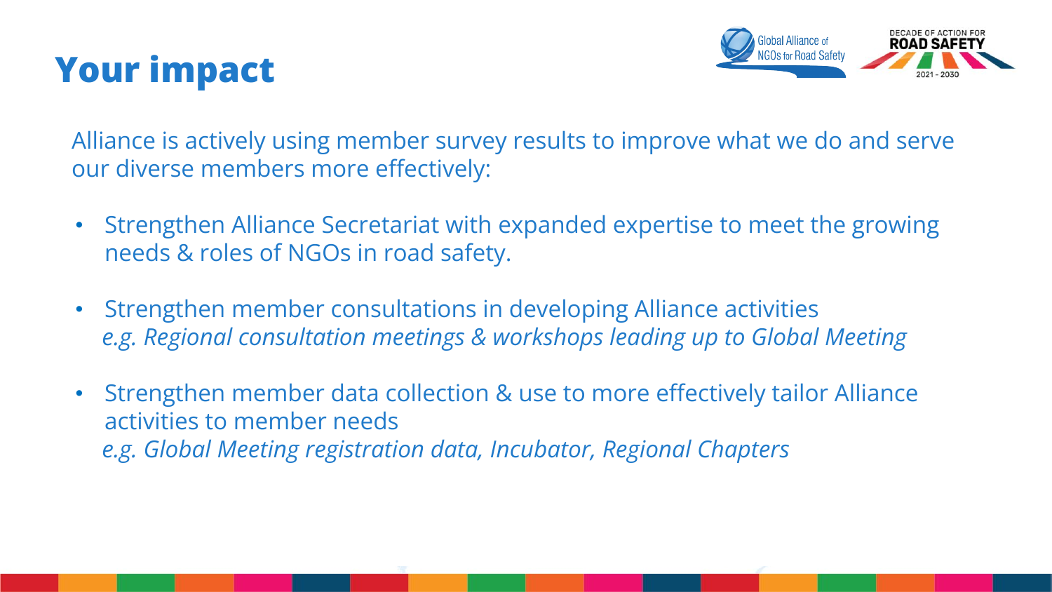# Your impact

Alliance is actively using member survey results to improve what we do and serve our diverse members more effectively:

- Strengthen Alliance Secretariat with expanded expertise to meet the growing needs & roles of NGOs in road safety.
- Strengthen member consultations in developing Alliance activities
  *e.g. Regional consultation meetings & workshops leading up to Global Meeting*
- Strengthen member data collection & use to more effectively tailor Alliance activities to member needs
  *e.g. Global Meeting registration data, Incubator, Regional Chapters*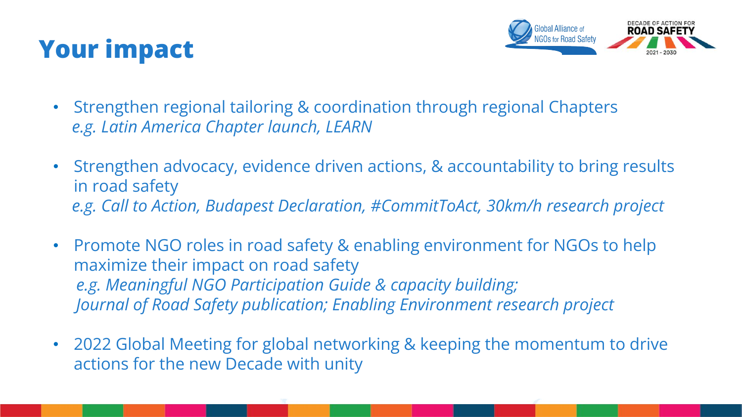# Your impact

- Strengthen regional tailoring & coordination through regional Chapters
  *e.g. Latin America Chapter launch, LEARN*

- Strengthen advocacy, evidence driven actions, & accountability to bring results in road safety
  *e.g. Call to Action, Budapest Declaration, #CommitToAct, 30km/h research project*

- Promote NGO roles in road safety & enabling environment for NGOs to help maximize their impact on road safety
  *e.g. Meaningful NGO Participation Guide & capacity building; Journal of Road Safety publication; Enabling Environment research project*

- 2022 Global Meeting for global networking & keeping the momentum to drive actions for the new Decade with unity